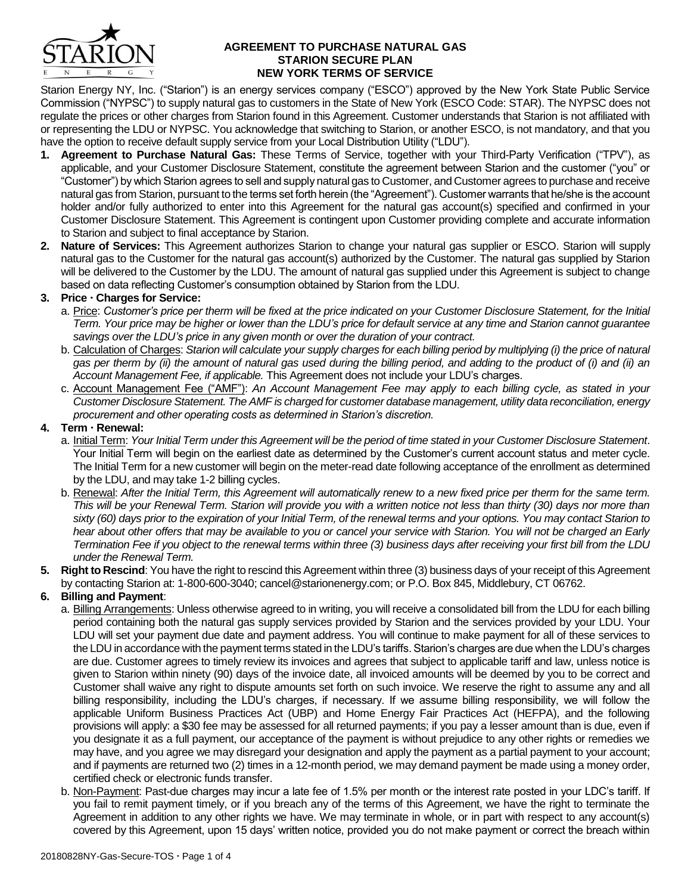# AGREEMENT TO PURCHASE NATURAL GAS
## STARION SECURE PLAN
## NEW YORK TERMS OF SERVICE

Starion Energy NY, Inc. ("Starion") is an energy services company ("ESCO") approved by the New York State Public Service Commission ("NYPSC") to supply natural gas to customers in the State of New York (ESCO Code: STAR). The NYPSC does not regulate the prices or other charges from Starion found in this Agreement. Customer understands that Starion is not affiliated with or representing the LDU or NYPSC. You acknowledge that switching to Starion, or another ESCO, is not mandatory, and that you have the option to receive default supply service from your Local Distribution Utility ("LDU").

1. **Agreement to Purchase Natural Gas:** These Terms of Service, together with your Third-Party Verification ("TPV"), as applicable, and your Customer Disclosure Statement, constitute the agreement between Starion and the customer ("you" or "Customer") by which Starion agrees to sell and supply natural gas to Customer, and Customer agrees to purchase and receive natural gas from Starion, pursuant to the terms set forth herein (the "Agreement"). Customer warrants that he/she is the account holder and/or fully authorized to enter into this Agreement for the natural gas account(s) specified and confirmed in your Customer Disclosure Statement. This Agreement is contingent upon Customer providing complete and accurate information to Starion and subject to final acceptance by Starion.

2. **Nature of Services:** This Agreement authorizes Starion to change your natural gas supplier or ESCO. Starion will supply natural gas to the Customer for the natural gas account(s) authorized by the Customer. The natural gas supplied by Starion will be delivered to the Customer by the LDU. The amount of natural gas supplied under this Agreement is subject to change based on data reflecting Customer's consumption obtained by Starion from the LDU.

3. **Price · Charges for Service:**
   a. Price: *Customer's price per therm will be fixed at the price indicated on your Customer Disclosure Statement, for the Initial Term. Your price may be higher or lower than the LDU's price for default service at any time and Starion cannot guarantee savings over the LDU's price in any given month or over the duration of your contract.*
   b. Calculation of Charges: *Starion will calculate your supply charges for each billing period by multiplying (i) the price of natural gas per therm by (ii) the amount of natural gas used during the billing period, and adding to the product of (i) and (ii) an Account Management Fee, if applicable.* This Agreement does not include your LDU's charges.
   c. Account Management Fee ("AMF"): *An Account Management Fee may apply to each billing cycle, as stated in your Customer Disclosure Statement. The AMF is charged for customer database management, utility data reconciliation, energy procurement and other operating costs as determined in Starion's discretion.*

4. **Term · Renewal:**
   a. Initial Term: *Your Initial Term under this Agreement will be the period of time stated in your Customer Disclosure Statement*. Your Initial Term will begin on the earliest date as determined by the Customer's current account status and meter cycle. The Initial Term for a new customer will begin on the meter-read date following acceptance of the enrollment as determined by the LDU, and may take 1-2 billing cycles.
   b. Renewal: *After the Initial Term, this Agreement will automatically renew to a new fixed price per therm for the same term. This will be your Renewal Term. Starion will provide you with a written notice not less than thirty (30) days nor more than sixty (60) days prior to the expiration of your Initial Term, of the renewal terms and your options. You may contact Starion to hear about other offers that may be available to you or cancel your service with Starion. You will not be charged an Early Termination Fee if you object to the renewal terms within three (3) business days after receiving your first bill from the LDU under the Renewal Term.*

5. **Right to Rescind**: You have the right to rescind this Agreement within three (3) business days of your receipt of this Agreement by contacting Starion at: 1-800-600-3040; cancel@starionenergy.com; or P.O. Box 845, Middlebury, CT 06762.

6. **Billing and Payment**:
   a. Billing Arrangements: Unless otherwise agreed to in writing, you will receive a consolidated bill from the LDU for each billing period containing both the natural gas supply services provided by Starion and the services provided by your LDU. Your LDU will set your payment due date and payment address. You will continue to make payment for all of these services to the LDU in accordance with the payment terms stated in the LDU's tariffs. Starion's charges are due when the LDU's charges are due. Customer agrees to timely review its invoices and agrees that subject to applicable tariff and law, unless notice is given to Starion within ninety (90) days of the invoice date, all invoiced amounts will be deemed by you to be correct and Customer shall waive any right to dispute amounts set forth on such invoice. We reserve the right to assume any and all billing responsibility, including the LDU's charges, if necessary. If we assume billing responsibility, we will follow the applicable Uniform Business Practices Act (UBP) and Home Energy Fair Practices Act (HEFPA), and the following provisions will apply: a $30 fee may be assessed for all returned payments; if you pay a lesser amount than is due, even if you designate it as a full payment, our acceptance of the payment is without prejudice to any other rights or remedies we may have, and you agree we may disregard your designation and apply the payment as a partial payment to your account; and if payments are returned two (2) times in a 12-month period, we may demand payment be made using a money order, certified check or electronic funds transfer.
   b. Non-Payment: Past-due charges may incur a late fee of 1.5% per month or the interest rate posted in your LDC's tariff. If you fail to remit payment timely, or if you breach any of the terms of this Agreement, we have the right to terminate the Agreement in addition to any other rights we have. We may terminate in whole, or in part with respect to any account(s) covered by this Agreement, upon 15 days' written notice, provided you do not make payment or correct the breach within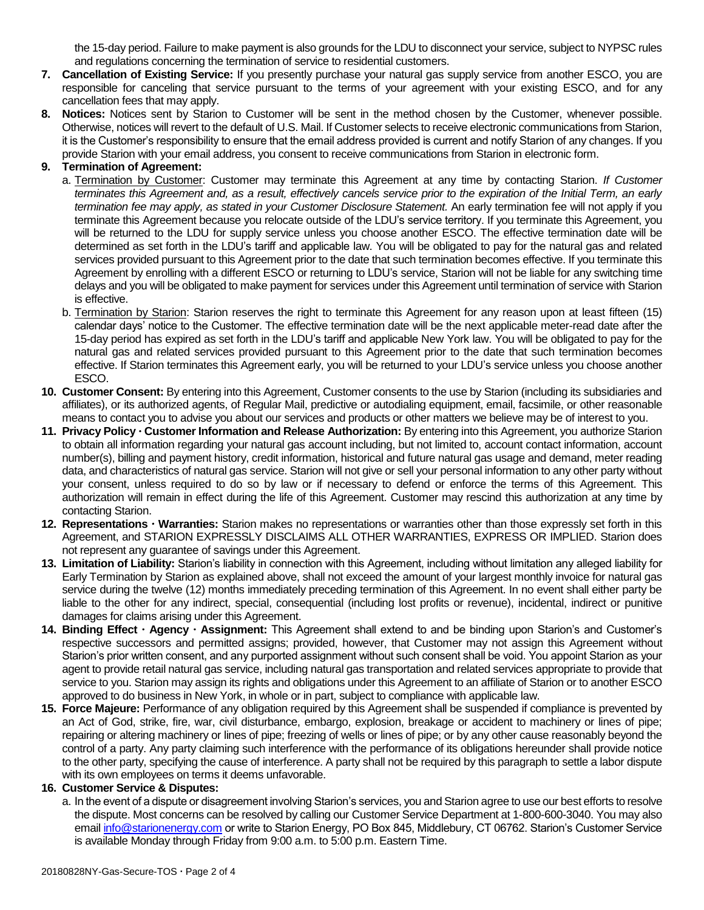the 15-day period. Failure to make payment is also grounds for the LDU to disconnect your service, subject to NYPSC rules and regulations concerning the termination of service to residential customers.

7. **Cancellation of Existing Service:** If you presently purchase your natural gas supply service from another ESCO, you are responsible for canceling that service pursuant to the terms of your agreement with your existing ESCO, and for any cancellation fees that may apply.
8. **Notices:** Notices sent by Starion to Customer will be sent in the method chosen by the Customer, whenever possible. Otherwise, notices will revert to the default of U.S. Mail. If Customer selects to receive electronic communications from Starion, it is the Customer's responsibility to ensure that the email address provided is current and notify Starion of any changes. If you provide Starion with your email address, you consent to receive communications from Starion in electronic form.
9. **Termination of Agreement:**
   a. Termination by Customer: Customer may terminate this Agreement at any time by contacting Starion. *If Customer terminates this Agreement and, as a result, effectively cancels service prior to the expiration of the Initial Term, an early termination fee may apply, as stated in your Customer Disclosure Statement.* An early termination fee will not apply if you terminate this Agreement because you relocate outside of the LDU's service territory. If you terminate this Agreement, you will be returned to the LDU for supply service unless you choose another ESCO. The effective termination date will be determined as set forth in the LDU's tariff and applicable law. You will be obligated to pay for the natural gas and related services provided pursuant to this Agreement prior to the date that such termination becomes effective. If you terminate this Agreement by enrolling with a different ESCO or returning to LDU's service, Starion will not be liable for any switching time delays and you will be obligated to make payment for services under this Agreement until termination of service with Starion is effective.
   b. Termination by Starion: Starion reserves the right to terminate this Agreement for any reason upon at least fifteen (15) calendar days' notice to the Customer. The effective termination date will be the next applicable meter-read date after the 15-day period has expired as set forth in the LDU's tariff and applicable New York law. You will be obligated to pay for the natural gas and related services provided pursuant to this Agreement prior to the date that such termination becomes effective. If Starion terminates this Agreement early, you will be returned to your LDU's service unless you choose another ESCO.
10. **Customer Consent:** By entering into this Agreement, Customer consents to the use by Starion (including its subsidiaries and affiliates), or its authorized agents, of Regular Mail, predictive or autodialing equipment, email, facsimile, or other reasonable means to contact you to advise you about our services and products or other matters we believe may be of interest to you.
11. **Privacy Policy · Customer Information and Release Authorization:** By entering into this Agreement, you authorize Starion to obtain all information regarding your natural gas account including, but not limited to, account contact information, account number(s), billing and payment history, credit information, historical and future natural gas usage and demand, meter reading data, and characteristics of natural gas service. Starion will not give or sell your personal information to any other party without your consent, unless required to do so by law or if necessary to defend or enforce the terms of this Agreement. This authorization will remain in effect during the life of this Agreement. Customer may rescind this authorization at any time by contacting Starion.
12. **Representations · Warranties:** Starion makes no representations or warranties other than those expressly set forth in this Agreement, and STARION EXPRESSLY DISCLAIMS ALL OTHER WARRANTIES, EXPRESS OR IMPLIED. Starion does not represent any guarantee of savings under this Agreement.
13. **Limitation of Liability:** Starion's liability in connection with this Agreement, including without limitation any alleged liability for Early Termination by Starion as explained above, shall not exceed the amount of your largest monthly invoice for natural gas service during the twelve (12) months immediately preceding termination of this Agreement. In no event shall either party be liable to the other for any indirect, special, consequential (including lost profits or revenue), incidental, indirect or punitive damages for claims arising under this Agreement.
14. **Binding Effect · Agency · Assignment:** This Agreement shall extend to and be binding upon Starion's and Customer's respective successors and permitted assigns; provided, however, that Customer may not assign this Agreement without Starion's prior written consent, and any purported assignment without such consent shall be void. You appoint Starion as your agent to provide retail natural gas service, including natural gas transportation and related services appropriate to provide that service to you. Starion may assign its rights and obligations under this Agreement to an affiliate of Starion or to another ESCO approved to do business in New York, in whole or in part, subject to compliance with applicable law.
15. **Force Majeure:** Performance of any obligation required by this Agreement shall be suspended if compliance is prevented by an Act of God, strike, fire, war, civil disturbance, embargo, explosion, breakage or accident to machinery or lines of pipe; repairing or altering machinery or lines of pipe; freezing of wells or lines of pipe; or by any other cause reasonably beyond the control of a party. Any party claiming such interference with the performance of its obligations hereunder shall provide notice to the other party, specifying the cause of interference. A party shall not be required by this paragraph to settle a labor dispute with its own employees on terms it deems unfavorable.
16. **Customer Service & Disputes:**
   a. In the event of a dispute or disagreement involving Starion's services, you and Starion agree to use our best efforts to resolve the dispute. Most concerns can be resolved by calling our Customer Service Department at 1-800-600-3040. You may also email info@starionenergy.com or write to Starion Energy, PO Box 845, Middlebury, CT 06762. Starion's Customer Service is available Monday through Friday from 9:00 a.m. to 5:00 p.m. Eastern Time.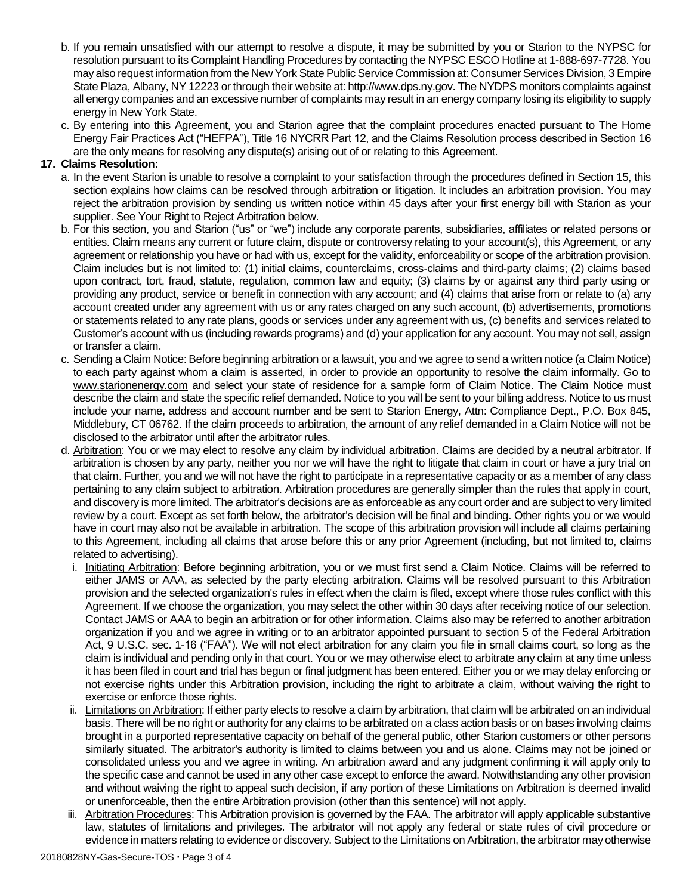b. If you remain unsatisfied with our attempt to resolve a dispute, it may be submitted by you or Starion to the NYPSC for resolution pursuant to its Complaint Handling Procedures by contacting the NYPSC ESCO Hotline at 1-888-697-7728. You may also request information from the New York State Public Service Commission at: Consumer Services Division, 3 Empire State Plaza, Albany, NY 12223 or through their website at: http://www.dps.ny.gov. The NYDPS monitors complaints against all energy companies and an excessive number of complaints may result in an energy company losing its eligibility to supply energy in New York State.

c. By entering into this Agreement, you and Starion agree that the complaint procedures enacted pursuant to The Home Energy Fair Practices Act ("HEFPA"), Title 16 NYCRR Part 12, and the Claims Resolution process described in Section 16 are the only means for resolving any dispute(s) arising out of or relating to this Agreement.

**17. Claims Resolution:**

a. In the event Starion is unable to resolve a complaint to your satisfaction through the procedures defined in Section 15, this section explains how claims can be resolved through arbitration or litigation. It includes an arbitration provision. You may reject the arbitration provision by sending us written notice within 45 days after your first energy bill with Starion as your supplier. See Your Right to Reject Arbitration below.

b. For this section, you and Starion ("us" or "we") include any corporate parents, subsidiaries, affiliates or related persons or entities. Claim means any current or future claim, dispute or controversy relating to your account(s), this Agreement, or any agreement or relationship you have or had with us, except for the validity, enforceability or scope of the arbitration provision. Claim includes but is not limited to: (1) initial claims, counterclaims, cross-claims and third-party claims; (2) claims based upon contract, tort, fraud, statute, regulation, common law and equity; (3) claims by or against any third party using or providing any product, service or benefit in connection with any account; and (4) claims that arise from or relate to (a) any account created under any agreement with us or any rates charged on any such account, (b) advertisements, promotions or statements related to any rate plans, goods or services under any agreement with us, (c) benefits and services related to Customer's account with us (including rewards programs) and (d) your application for any account. You may not sell, assign or transfer a claim.

c. Sending a Claim Notice: Before beginning arbitration or a lawsuit, you and we agree to send a written notice (a Claim Notice) to each party against whom a claim is asserted, in order to provide an opportunity to resolve the claim informally. Go to www.starionenergy.com and select your state of residence for a sample form of Claim Notice. The Claim Notice must describe the claim and state the specific relief demanded. Notice to you will be sent to your billing address. Notice to us must include your name, address and account number and be sent to Starion Energy, Attn: Compliance Dept., P.O. Box 845, Middlebury, CT 06762. If the claim proceeds to arbitration, the amount of any relief demanded in a Claim Notice will not be disclosed to the arbitrator until after the arbitrator rules.

d. Arbitration: You or we may elect to resolve any claim by individual arbitration. Claims are decided by a neutral arbitrator. If arbitration is chosen by any party, neither you nor we will have the right to litigate that claim in court or have a jury trial on that claim. Further, you and we will not have the right to participate in a representative capacity or as a member of any class pertaining to any claim subject to arbitration. Arbitration procedures are generally simpler than the rules that apply in court, and discovery is more limited. The arbitrator's decisions are as enforceable as any court order and are subject to very limited review by a court. Except as set forth below, the arbitrator's decision will be final and binding. Other rights you or we would have in court may also not be available in arbitration. The scope of this arbitration provision will include all claims pertaining to this Agreement, including all claims that arose before this or any prior Agreement (including, but not limited to, claims related to advertising).

  i. Initiating Arbitration: Before beginning arbitration, you or we must first send a Claim Notice. Claims will be referred to either JAMS or AAA, as selected by the party electing arbitration. Claims will be resolved pursuant to this Arbitration provision and the selected organization's rules in effect when the claim is filed, except where those rules conflict with this Agreement. If we choose the organization, you may select the other within 30 days after receiving notice of our selection. Contact JAMS or AAA to begin an arbitration or for other information. Claims also may be referred to another arbitration organization if you and we agree in writing or to an arbitrator appointed pursuant to section 5 of the Federal Arbitration Act, 9 U.S.C. sec. 1-16 ("FAA"). We will not elect arbitration for any claim you file in small claims court, so long as the claim is individual and pending only in that court. You or we may otherwise elect to arbitrate any claim at any time unless it has been filed in court and trial has begun or final judgment has been entered. Either you or we may delay enforcing or not exercise rights under this Arbitration provision, including the right to arbitrate a claim, without waiving the right to exercise or enforce those rights.

  ii. Limitations on Arbitration: If either party elects to resolve a claim by arbitration, that claim will be arbitrated on an individual basis. There will be no right or authority for any claims to be arbitrated on a class action basis or on bases involving claims brought in a purported representative capacity on behalf of the general public, other Starion customers or other persons similarly situated. The arbitrator's authority is limited to claims between you and us alone. Claims may not be joined or consolidated unless you and we agree in writing. An arbitration award and any judgment confirming it will apply only to the specific case and cannot be used in any other case except to enforce the award. Notwithstanding any other provision and without waiving the right to appeal such decision, if any portion of these Limitations on Arbitration is deemed invalid or unenforceable, then the entire Arbitration provision (other than this sentence) will not apply.

  iii. Arbitration Procedures: This Arbitration provision is governed by the FAA. The arbitrator will apply applicable substantive law, statutes of limitations and privileges. The arbitrator will not apply any federal or state rules of civil procedure or evidence in matters relating to evidence or discovery. Subject to the Limitations on Arbitration, the arbitrator may otherwise

20180828NY-Gas-Secure-TOS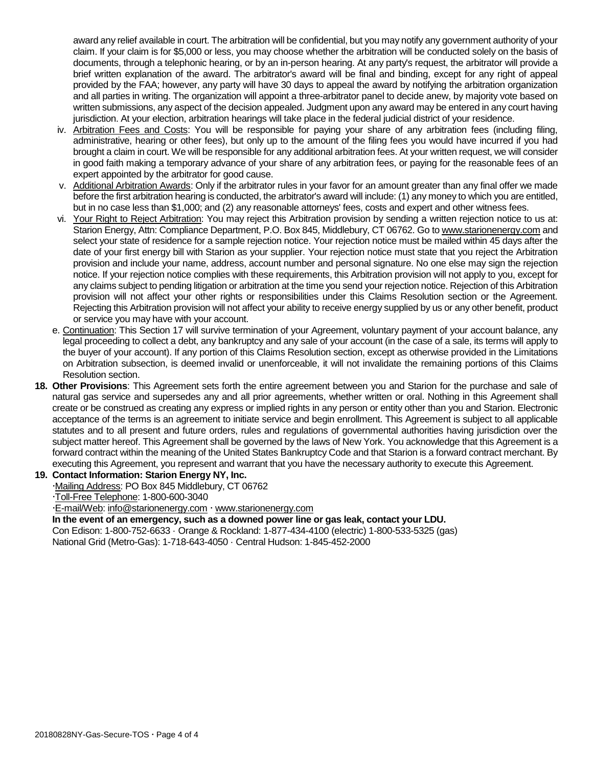award any relief available in court. The arbitration will be confidential, but you may notify any government authority of your claim. If your claim is for $5,000 or less, you may choose whether the arbitration will be conducted solely on the basis of documents, through a telephonic hearing, or by an in-person hearing. At any party's request, the arbitrator will provide a brief written explanation of the award. The arbitrator's award will be final and binding, except for any right of appeal provided by the FAA; however, any party will have 30 days to appeal the award by notifying the arbitration organization and all parties in writing. The organization will appoint a three-arbitrator panel to decide anew, by majority vote based on written submissions, any aspect of the decision appealed. Judgment upon any award may be entered in any court having jurisdiction. At your election, arbitration hearings will take place in the federal judicial district of your residence.

iv. Arbitration Fees and Costs: You will be responsible for paying your share of any arbitration fees (including filing, administrative, hearing or other fees), but only up to the amount of the filing fees you would have incurred if you had brought a claim in court. We will be responsible for any additional arbitration fees. At your written request, we will consider in good faith making a temporary advance of your share of any arbitration fees, or paying for the reasonable fees of an expert appointed by the arbitrator for good cause.

v. Additional Arbitration Awards: Only if the arbitrator rules in your favor for an amount greater than any final offer we made before the first arbitration hearing is conducted, the arbitrator's award will include: (1) any money to which you are entitled, but in no case less than $1,000; and (2) any reasonable attorneys' fees, costs and expert and other witness fees.

vi. Your Right to Reject Arbitration: You may reject this Arbitration provision by sending a written rejection notice to us at: Starion Energy, Attn: Compliance Department, P.O. Box 845, Middlebury, CT 06762. Go to www.starionenergy.com and select your state of residence for a sample rejection notice. Your rejection notice must be mailed within 45 days after the date of your first energy bill with Starion as your supplier. Your rejection notice must state that you reject the Arbitration provision and include your name, address, account number and personal signature. No one else may sign the rejection notice. If your rejection notice complies with these requirements, this Arbitration provision will not apply to you, except for any claims subject to pending litigation or arbitration at the time you send your rejection notice. Rejection of this Arbitration provision will not affect your other rights or responsibilities under this Claims Resolution section or the Agreement. Rejecting this Arbitration provision will not affect your ability to receive energy supplied by us or any other benefit, product or service you may have with your account.

e. Continuation: This Section 17 will survive termination of your Agreement, voluntary payment of your account balance, any legal proceeding to collect a debt, any bankruptcy and any sale of your account (in the case of a sale, its terms will apply to the buyer of your account). If any portion of this Claims Resolution section, except as otherwise provided in the Limitations on Arbitration subsection, is deemed invalid or unenforceable, it will not invalidate the remaining portions of this Claims Resolution section.

**18. Other Provisions**: This Agreement sets forth the entire agreement between you and Starion for the purchase and sale of natural gas service and supersedes any and all prior agreements, whether written or oral. Nothing in this Agreement shall create or be construed as creating any express or implied rights in any person or entity other than you and Starion. Electronic acceptance of the terms is an agreement to initiate service and begin enrollment. This Agreement is subject to all applicable statutes and to all present and future orders, rules and regulations of governmental authorities having jurisdiction over the subject matter hereof. This Agreement shall be governed by the laws of New York. You acknowledge that this Agreement is a forward contract within the meaning of the United States Bankruptcy Code and that Starion is a forward contract merchant. By executing this Agreement, you represent and warrant that you have the necessary authority to execute this Agreement.

**19. Contact Information: Starion Energy NY, Inc.**

·Mailing Address: PO Box 845 Middlebury, CT 06762

·Toll-Free Telephone: 1-800-600-3040

·E-mail/Web: info@starionenergy.com · www.starionenergy.com

**In the event of an emergency, such as a downed power line or gas leak, contact your LDU.**

Con Edison: 1-800-752-6633 · Orange & Rockland: 1-877-434-4100 (electric) 1-800-533-5325 (gas)

National Grid (Metro-Gas): 1-718-643-4050 · Central Hudson: 1-845-452-2000

20180828NY-Gas-Secure-TOS